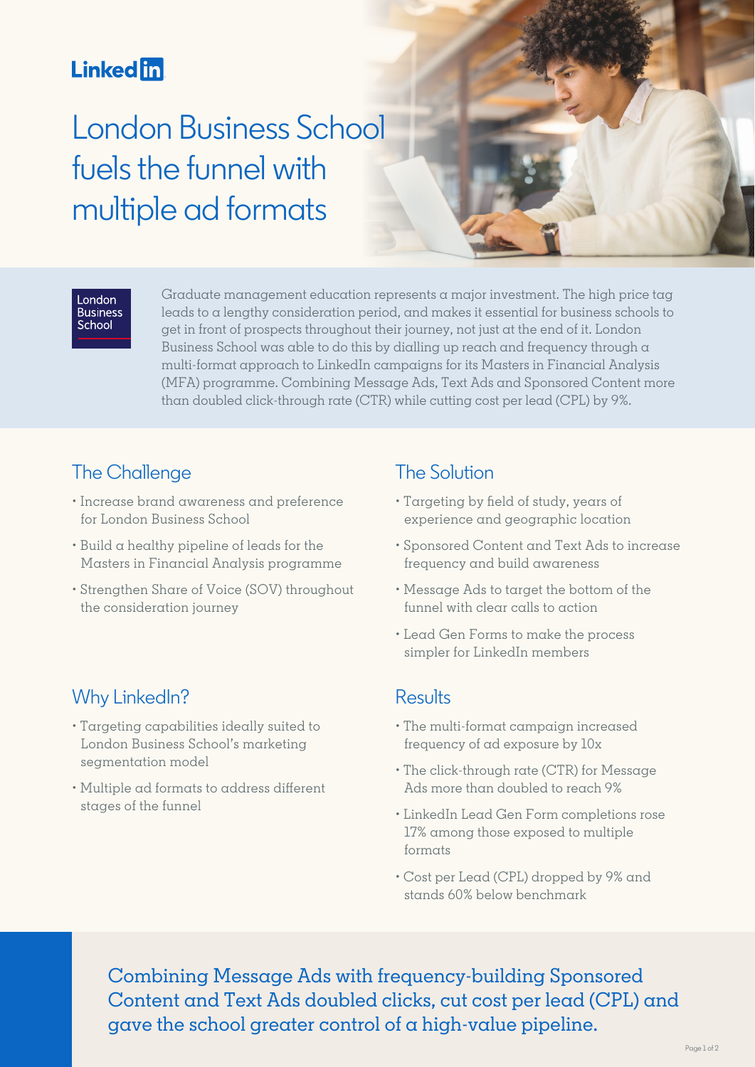LinkedIn

# London Business School fuels the funnel with multiple ad formats

London Business School

Graduate management education represents a major investment. The high price tag leads to a lengthy consideration period, and makes it essential for business schools to get in front of prospects throughout their journey, not just at the end of it. London Business School was able to do this by dialling up reach and frequency through a multi-format approach to LinkedIn campaigns for its Masters in Financial Analysis (MFA) programme. Combining Message Ads, Text Ads and Sponsored Content more than doubled click-through rate (CTR) while cutting cost per lead (CPL) by 9%.

## The Challenge

- Increase brand awareness and preference for London Business School
- Build a healthy pipeline of leads for the Masters in Financial Analysis programme
- Strengthen Share of Voice (SOV) throughout the consideration journey

## Why LinkedIn?

- Targeting capabilities ideally suited to London Business School's marketing segmentation model
- Multiple ad formats to address different stages of the funnel

## The Solution

- Targeting by field of study, years of experience and geographic location
- Sponsored Content and Text Ads to increase frequency and build awareness
- Message Ads to target the bottom of the funnel with clear calls to action
- Lead Gen Forms to make the process simpler for LinkedIn members

## Results

- The multi-format campaign increased frequency of ad exposure by 10x
- The click-through rate (CTR) for Message Ads more than doubled to reach 9%
- LinkedIn Lead Gen Form completions rose 17% among those exposed to multiple formats
- Cost per Lead (CPL) dropped by 9% and stands 60% below benchmark

**Combining Message Ads with frequency-building Sponsored Content and Text Ads doubled clicks, cut cost per lead (CPL) and gave the school greater control of a high-value pipeline.**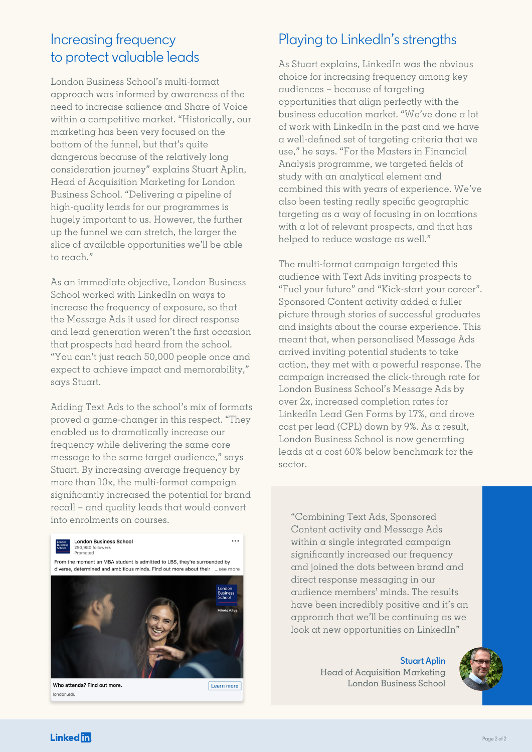## Increasing frequency to protect valuable leads

London Business School's multi-format approach was informed by awareness of the need to increase salience and Share of Voice within a competitive market. "Historically, our marketing has been very focused on the bottom of the funnel, but that's quite dangerous because of the relatively long consideration journey" explains Stuart Aplin, Head of Acquisition Marketing for London Business School. "Delivering a pipeline of high-quality leads for our programmes is hugely important to us. However, the further up the funnel we can stretch, the larger the slice of available opportunities we'll be able to reach."

As an immediate objective, London Business School worked with LinkedIn on ways to increase the frequency of exposure, so that the Message Ads it used for direct response and lead generation weren't the first occasion that prospects had heard from the school. "You can't just reach 50,000 people once and expect to achieve impact and memorability," says Stuart.

Adding Text Ads to the school's mix of formats proved a game-changer in this respect. "They enabled us to dramatically increase our frequency while delivering the same core message to the same target audience," says Stuart. By increasing average frequency by more than 10x, the multi-format campaign significantly increased the potential for brand recall – and quality leads that would convert into enrolments on courses.

London Business School
293,980 followers
Promoted

From the moment an MBA student is admitted to LBS, they're surrounded by diverse, determined and ambitious minds. Find out more about their ...see more

Who attends? Find out more.
london.edu
Learn more

## Playing to LinkedIn's strengths

As Stuart explains, LinkedIn was the obvious choice for increasing frequency among key audiences – because of targeting opportunities that align perfectly with the business education market. "We've done a lot of work with LinkedIn in the past and we have a well-defined set of targeting criteria that we use," he says. "For the Masters in Financial Analysis programme, we targeted fields of study with an analytical element and combined this with years of experience. We've also been testing really specific geographic targeting as a way of focusing in on locations with a lot of relevant prospects, and that has helped to reduce wastage as well."

The multi-format campaign targeted this audience with Text Ads inviting prospects to "Fuel your future" and "Kick-start your career". Sponsored Content activity added a fuller picture through stories of successful graduates and insights about the course experience. This meant that, when personalised Message Ads arrived inviting potential students to take action, they met with a powerful response. The campaign increased the click-through rate for London Business School's Message Ads by over 2x, increased completion rates for LinkedIn Lead Gen Forms by 17%, and drove cost per lead (CPL) down by 9%. As a result, London Business School is now generating leads at a cost 60% below benchmark for the sector.

> "Combining Text Ads, Sponsored Content activity and Message Ads within a single integrated campaign significantly increased our frequency and joined the dots between brand and direct response messaging in our audience members' minds. The results have been incredibly positive and it's an approach that we'll be continuing as we look at new opportunities on LinkedIn"
>
> **Stuart Aplin**
> Head of Acquisition Marketing
> London Business School